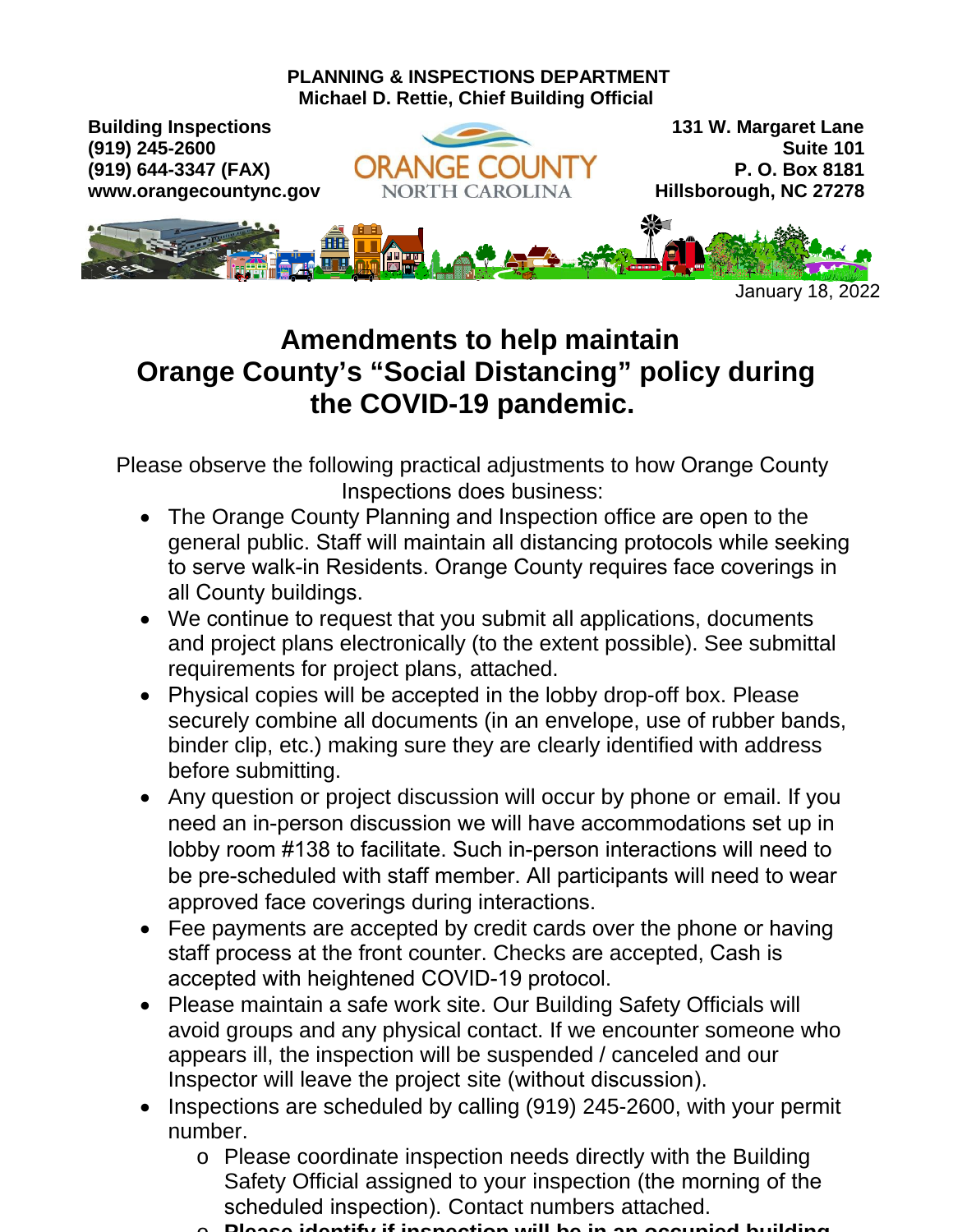**PLANNING & INSPECTIONS DEPARTMENT**
**Michael D. Rettie, Chief Building Official**

**Building Inspections**
**(919) 245-2600**
**(919) 644-3347 (FAX)**
**www.orangecountync.gov**

ORANGE COUNTY
NORTH CAROLINA

**131 W. Margaret Lane**
**Suite 101**
**P. O. Box 8181**
**Hillsborough, NC 27278**

January 18, 2022

# Amendments to help maintain Orange County's "Social Distancing" policy during the COVID-19 pandemic.

Please observe the following practical adjustments to how Orange County Inspections does business:

- The Orange County Planning and Inspection office are open to the general public. Staff will maintain all distancing protocols while seeking to serve walk-in Residents. Orange County requires face coverings in all County buildings.
- We continue to request that you submit all applications, documents and project plans electronically (to the extent possible). See submittal requirements for project plans, attached.
- Physical copies will be accepted in the lobby drop-off box. Please securely combine all documents (in an envelope, use of rubber bands, binder clip, etc.) making sure they are clearly identified with address before submitting.
- Any question or project discussion will occur by phone or email. If you need an in-person discussion we will have accommodations set up in lobby room #138 to facilitate. Such in-person interactions will need to be pre-scheduled with staff member. All participants will need to wear approved face coverings during interactions.
- Fee payments are accepted by credit cards over the phone or having staff process at the front counter. Checks are accepted, Cash is accepted with heightened COVID-19 protocol.
- Please maintain a safe work site. Our Building Safety Officials will avoid groups and any physical contact. If we encounter someone who appears ill, the inspection will be suspended / canceled and our Inspector will leave the project site (without discussion).
- Inspections are scheduled by calling (919) 245-2600, with your permit number.
  - Please coordinate inspection needs directly with the Building Safety Official assigned to your inspection (the morning of the scheduled inspection). Contact numbers attached.
  - **Please identify if inspection will be in an occupied building**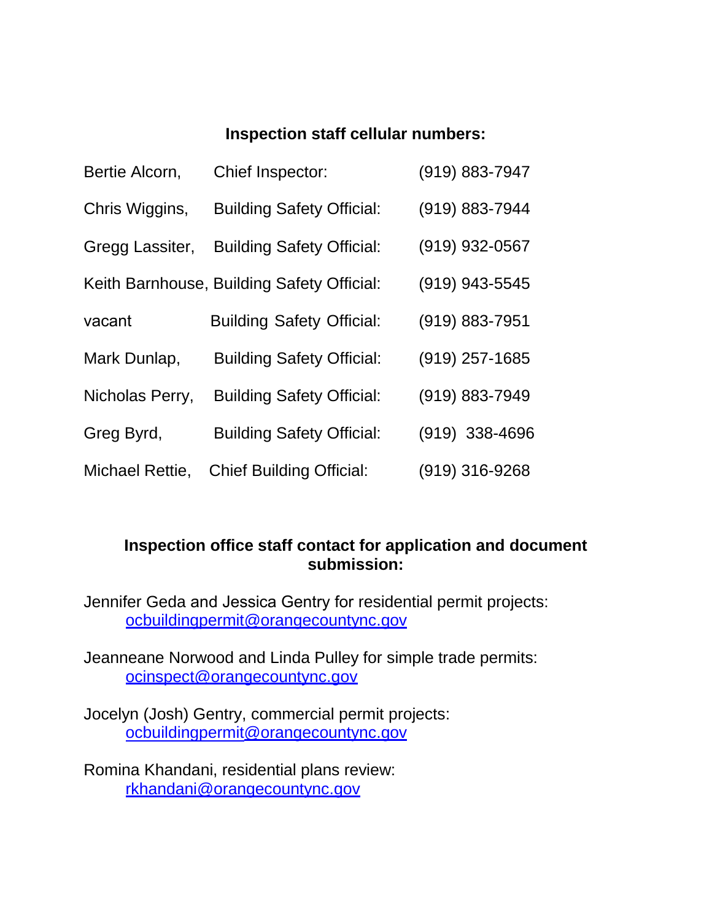## Inspection staff cellular numbers:

| | | |
|---|---|---|
| Bertie Alcorn, | Chief Inspector: | (919) 883-7947 |
| Chris Wiggins, | Building Safety Official: | (919) 883-7944 |
| Gregg Lassiter, | Building Safety Official: | (919) 932-0567 |
| Keith Barnhouse, | Building Safety Official: | (919) 943-5545 |
| vacant | Building Safety Official: | (919) 883-7951 |
| Mark Dunlap, | Building Safety Official: | (919) 257-1685 |
| Nicholas Perry, | Building Safety Official: | (919) 883-7949 |
| Greg Byrd, | Building Safety Official: | (919) 338-4696 |
| Michael Rettie, | Chief Building Official: | (919) 316-9268 |

## Inspection office staff contact for application and document submission:

Jennifer Geda and Jessica Gentry for residential permit projects:
ocbuildingpermit@orangecountync.gov

Jeanneane Norwood and Linda Pulley for simple trade permits:
ocinspect@orangecountync.gov

Jocelyn (Josh) Gentry, commercial permit projects:
ocbuildingpermit@orangecountync.gov

Romina Khandani, residential plans review:
rkhandani@orangecountync.gov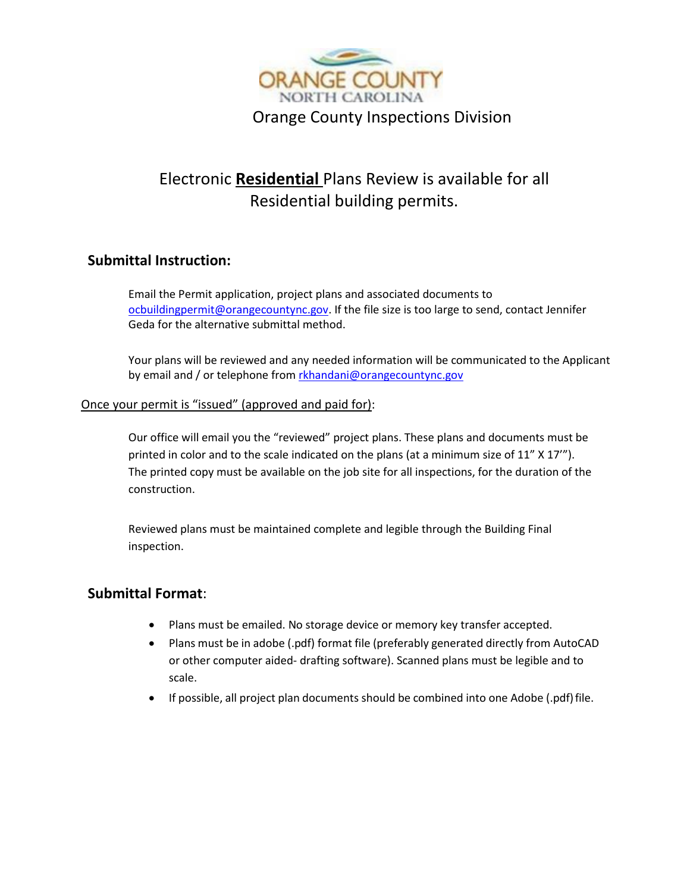ORANGE COUNTY
NORTH CAROLINA

Orange County Inspections Division

# Electronic **Residential** Plans Review is available for all Residential building permits.

## Submittal Instruction:

Email the Permit application, project plans and associated documents to ocbuildingpermit@orangecountync.gov. If the file size is too large to send, contact Jennifer Geda for the alternative submittal method.

Your plans will be reviewed and any needed information will be communicated to the Applicant by email and / or telephone from rkhandani@orangecountync.gov

Once your permit is "issued" (approved and paid for):

Our office will email you the "reviewed" project plans. These plans and documents must be printed in color and to the scale indicated on the plans (at a minimum size of 11" X 17'"). The printed copy must be available on the job site for all inspections, for the duration of the construction.

Reviewed plans must be maintained complete and legible through the Building Final inspection.

## Submittal Format:

- Plans must be emailed. No storage device or memory key transfer accepted.
- Plans must be in adobe (.pdf) format file (preferably generated directly from AutoCAD or other computer aided- drafting software). Scanned plans must be legible and to scale.
- If possible, all project plan documents should be combined into one Adobe (.pdf) file.